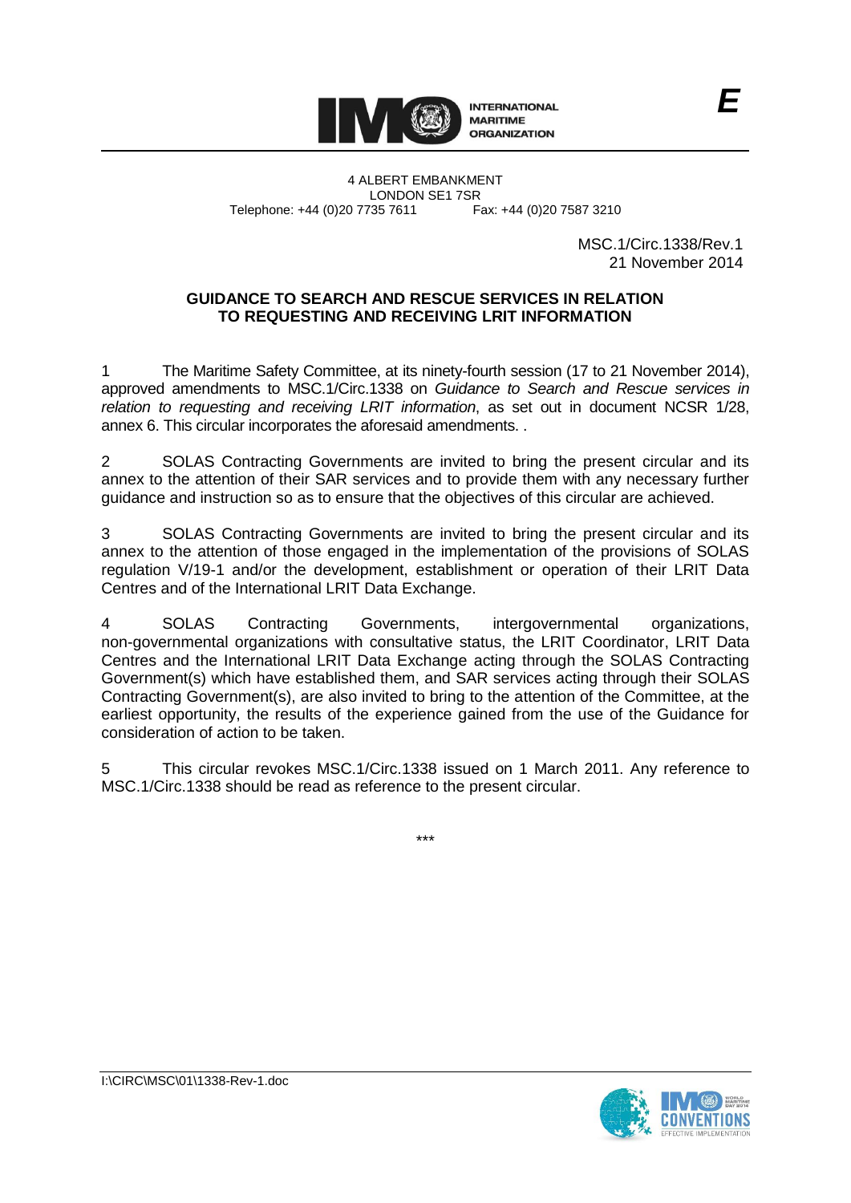INTERNATIONAL MARITIME ORGANIZATION

**E**

4 ALBERT EMBANKMENT
LONDON SE1 7SR
Telephone: +44 (0)20 7735 7611 Fax: +44 (0)20 7587 3210

MSC.1/Circ.1338/Rev.1
21 November 2014

## GUIDANCE TO SEARCH AND RESCUE SERVICES IN RELATION TO REQUESTING AND RECEIVING LRIT INFORMATION

1 The Maritime Safety Committee, at its ninety-fourth session (17 to 21 November 2014), approved amendments to MSC.1/Circ.1338 on *Guidance to Search and Rescue services in relation to requesting and receiving LRIT information*, as set out in document NCSR 1/28, annex 6. This circular incorporates the aforesaid amendments. .

2 SOLAS Contracting Governments are invited to bring the present circular and its annex to the attention of their SAR services and to provide them with any necessary further guidance and instruction so as to ensure that the objectives of this circular are achieved.

3 SOLAS Contracting Governments are invited to bring the present circular and its annex to the attention of those engaged in the implementation of the provisions of SOLAS regulation V/19-1 and/or the development, establishment or operation of their LRIT Data Centres and of the International LRIT Data Exchange.

4 SOLAS Contracting Governments, intergovernmental organizations, non-governmental organizations with consultative status, the LRIT Coordinator, LRIT Data Centres and the International LRIT Data Exchange acting through the SOLAS Contracting Government(s) which have established them, and SAR services acting through their SOLAS Contracting Government(s), are also invited to bring to the attention of the Committee, at the earliest opportunity, the results of the experience gained from the use of the Guidance for consideration of action to be taken.

5 This circular revokes MSC.1/Circ.1338 issued on 1 March 2011. Any reference to MSC.1/Circ.1338 should be read as reference to the present circular.

\*\*\*

I:\CIRC\MSC\01\1338-Rev-1.doc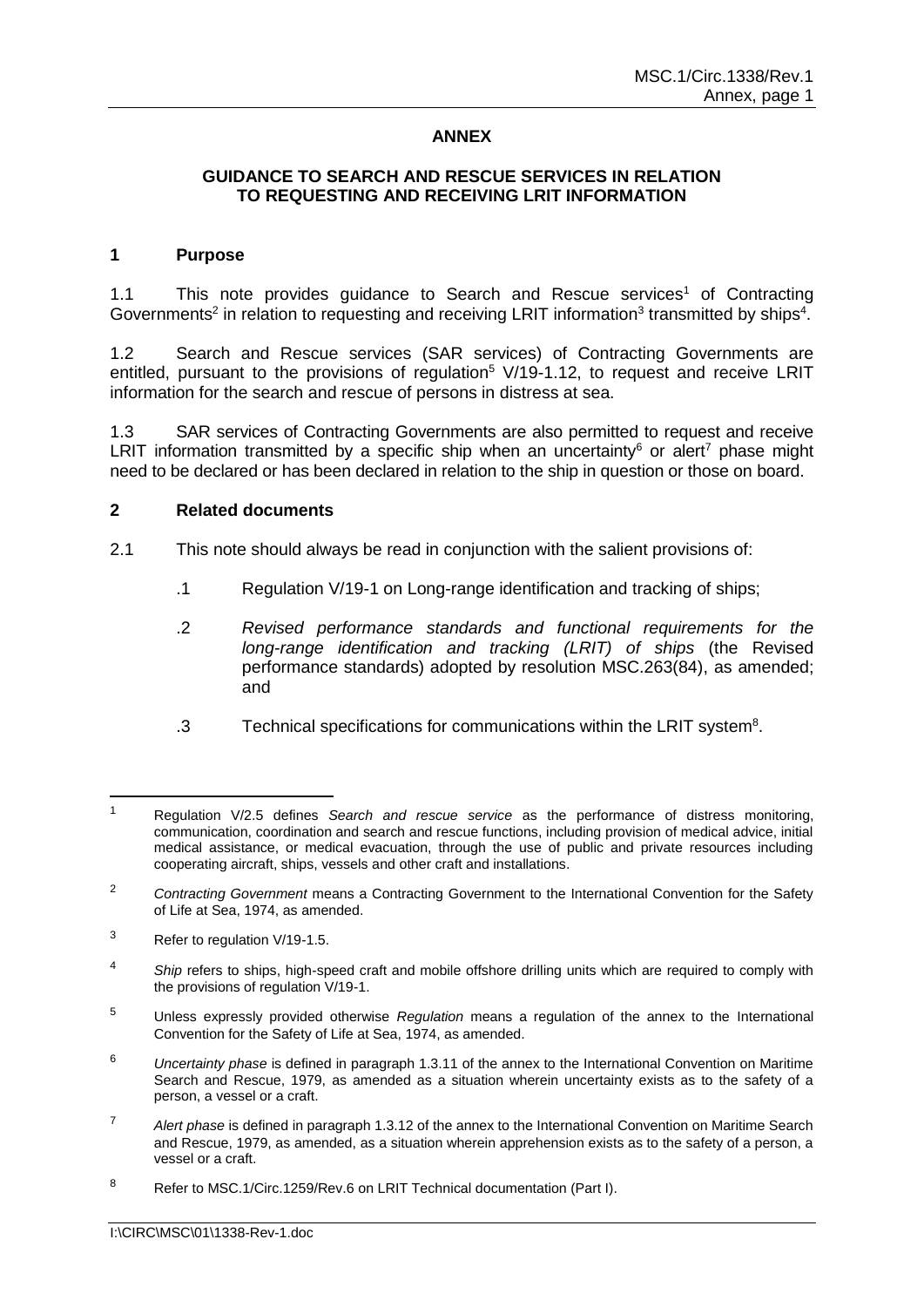# ANNEX

## GUIDANCE TO SEARCH AND RESCUE SERVICES IN RELATION TO REQUESTING AND RECEIVING LRIT INFORMATION

### 1 Purpose

1.1 This note provides guidance to Search and Rescue services[1] of Contracting Governments[2] in relation to requesting and receiving LRIT information[3] transmitted by ships[4].

1.2 Search and Rescue services (SAR services) of Contracting Governments are entitled, pursuant to the provisions of regulation[5] V/19-1.12, to request and receive LRIT information for the search and rescue of persons in distress at sea.

1.3 SAR services of Contracting Governments are also permitted to request and receive LRIT information transmitted by a specific ship when an uncertainty[6] or alert[7] phase might need to be declared or has been declared in relation to the ship in question or those on board.

### 2 Related documents

2.1 This note should always be read in conjunction with the salient provisions of:

.1 Regulation V/19-1 on Long-range identification and tracking of ships;

.2 *Revised performance standards and functional requirements for the long-range identification and tracking (LRIT) of ships* (the Revised performance standards) adopted by resolution MSC.263(84), as amended; and

.3 Technical specifications for communications within the LRIT system[8].

---

[1] Regulation V/2.5 defines *Search and rescue service* as the performance of distress monitoring, communication, coordination and search and rescue functions, including provision of medical advice, initial medical assistance, or medical evacuation, through the use of public and private resources including cooperating aircraft, ships, vessels and other craft and installations.

[2] *Contracting Government* means a Contracting Government to the International Convention for the Safety of Life at Sea, 1974, as amended.

[3] Refer to regulation V/19-1.5.

[4] *Ship* refers to ships, high-speed craft and mobile offshore drilling units which are required to comply with the provisions of regulation V/19-1.

[5] Unless expressly provided otherwise *Regulation* means a regulation of the annex to the International Convention for the Safety of Life at Sea, 1974, as amended.

[6] *Uncertainty phase* is defined in paragraph 1.3.11 of the annex to the International Convention on Maritime Search and Rescue, 1979, as amended as a situation wherein uncertainty exists as to the safety of a person, a vessel or a craft.

[7] *Alert phase* is defined in paragraph 1.3.12 of the annex to the International Convention on Maritime Search and Rescue, 1979, as amended, as a situation wherein apprehension exists as to the safety of a person, a vessel or a craft.

[8] Refer to MSC.1/Circ.1259/Rev.6 on LRIT Technical documentation (Part I).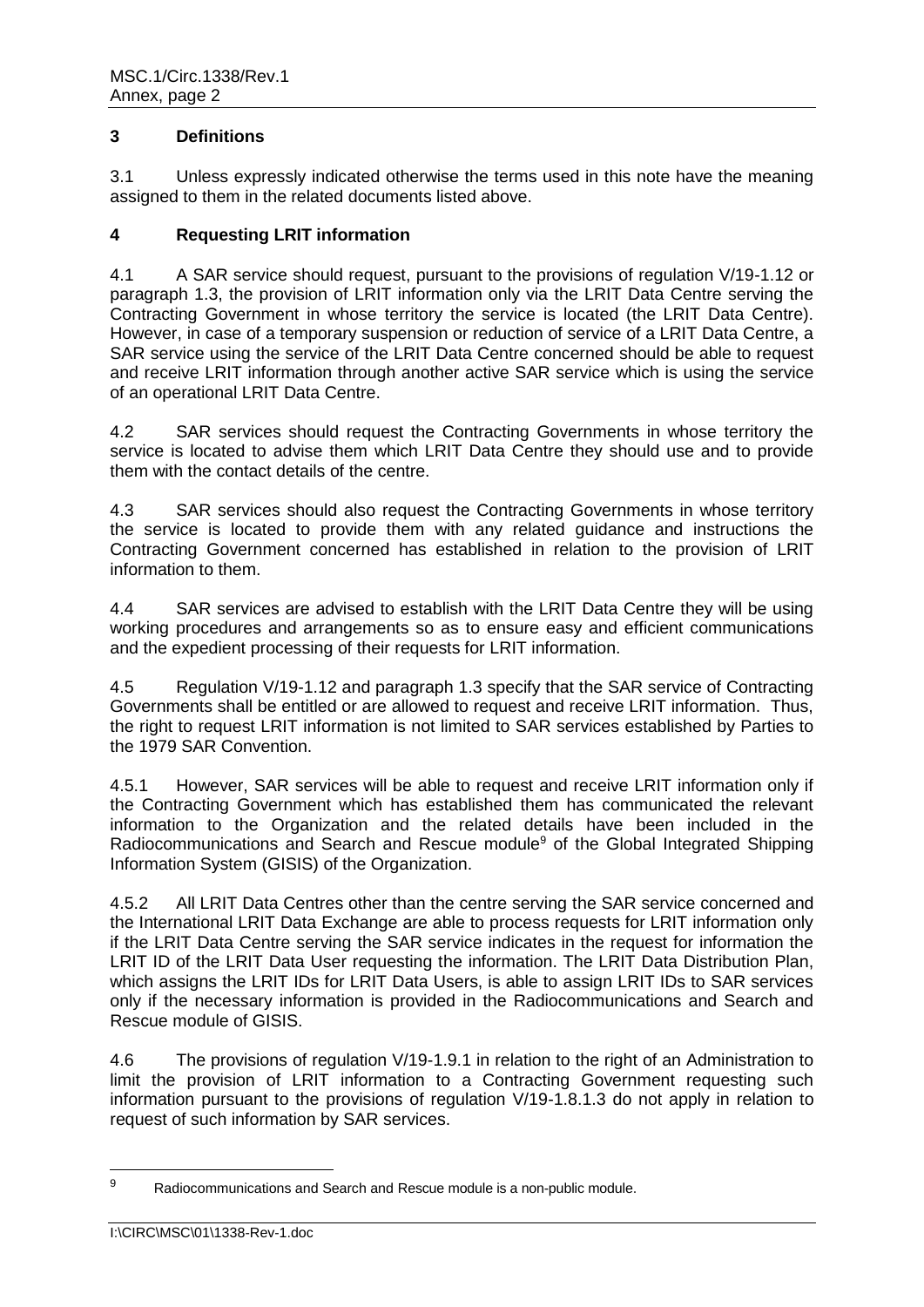## 3 Definitions

3.1 Unless expressly indicated otherwise the terms used in this note have the meaning assigned to them in the related documents listed above.

## 4 Requesting LRIT information

4.1 A SAR service should request, pursuant to the provisions of regulation V/19-1.12 or paragraph 1.3, the provision of LRIT information only via the LRIT Data Centre serving the Contracting Government in whose territory the service is located (the LRIT Data Centre). However, in case of a temporary suspension or reduction of service of a LRIT Data Centre, a SAR service using the service of the LRIT Data Centre concerned should be able to request and receive LRIT information through another active SAR service which is using the service of an operational LRIT Data Centre.

4.2 SAR services should request the Contracting Governments in whose territory the service is located to advise them which LRIT Data Centre they should use and to provide them with the contact details of the centre.

4.3 SAR services should also request the Contracting Governments in whose territory the service is located to provide them with any related guidance and instructions the Contracting Government concerned has established in relation to the provision of LRIT information to them.

4.4 SAR services are advised to establish with the LRIT Data Centre they will be using working procedures and arrangements so as to ensure easy and efficient communications and the expedient processing of their requests for LRIT information.

4.5 Regulation V/19-1.12 and paragraph 1.3 specify that the SAR service of Contracting Governments shall be entitled or are allowed to request and receive LRIT information. Thus, the right to request LRIT information is not limited to SAR services established by Parties to the 1979 SAR Convention.

4.5.1 However, SAR services will be able to request and receive LRIT information only if the Contracting Government which has established them has communicated the relevant information to the Organization and the related details have been included in the Radiocommunications and Search and Rescue module[9] of the Global Integrated Shipping Information System (GISIS) of the Organization.

4.5.2 All LRIT Data Centres other than the centre serving the SAR service concerned and the International LRIT Data Exchange are able to process requests for LRIT information only if the LRIT Data Centre serving the SAR service indicates in the request for information the LRIT ID of the LRIT Data User requesting the information. The LRIT Data Distribution Plan, which assigns the LRIT IDs for LRIT Data Users, is able to assign LRIT IDs to SAR services only if the necessary information is provided in the Radiocommunications and Search and Rescue module of GISIS.

4.6 The provisions of regulation V/19-1.9.1 in relation to the right of an Administration to limit the provision of LRIT information to a Contracting Government requesting such information pursuant to the provisions of regulation V/19-1.8.1.3 do not apply in relation to request of such information by SAR services.

[9] Radiocommunications and Search and Rescue module is a non-public module.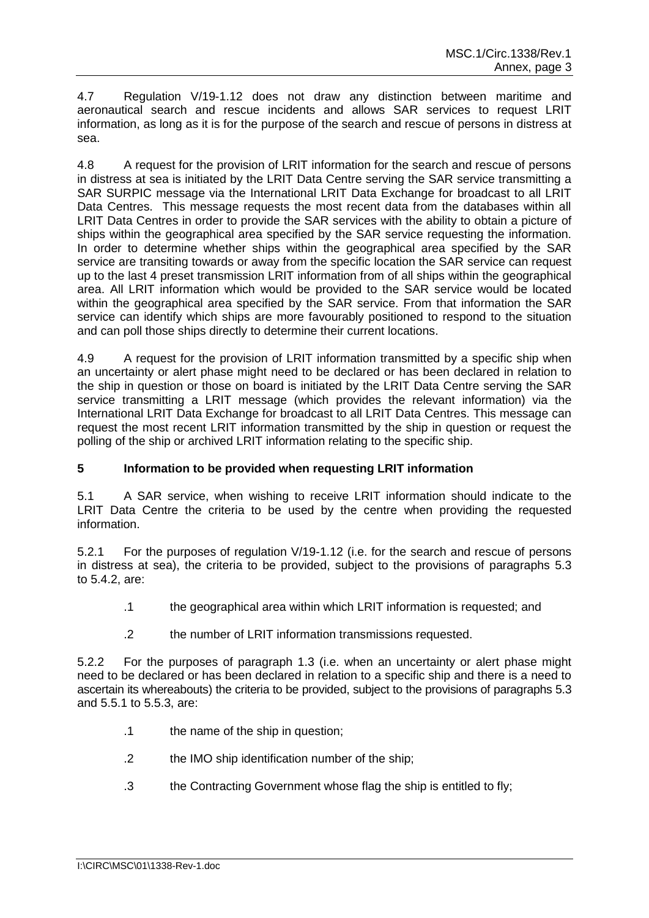4.7 Regulation V/19-1.12 does not draw any distinction between maritime and aeronautical search and rescue incidents and allows SAR services to request LRIT information, as long as it is for the purpose of the search and rescue of persons in distress at sea.

4.8 A request for the provision of LRIT information for the search and rescue of persons in distress at sea is initiated by the LRIT Data Centre serving the SAR service transmitting a SAR SURPIC message via the International LRIT Data Exchange for broadcast to all LRIT Data Centres. This message requests the most recent data from the databases within all LRIT Data Centres in order to provide the SAR services with the ability to obtain a picture of ships within the geographical area specified by the SAR service requesting the information. In order to determine whether ships within the geographical area specified by the SAR service are transiting towards or away from the specific location the SAR service can request up to the last 4 preset transmission LRIT information from of all ships within the geographical area. All LRIT information which would be provided to the SAR service would be located within the geographical area specified by the SAR service. From that information the SAR service can identify which ships are more favourably positioned to respond to the situation and can poll those ships directly to determine their current locations.

4.9 A request for the provision of LRIT information transmitted by a specific ship when an uncertainty or alert phase might need to be declared or has been declared in relation to the ship in question or those on board is initiated by the LRIT Data Centre serving the SAR service transmitting a LRIT message (which provides the relevant information) via the International LRIT Data Exchange for broadcast to all LRIT Data Centres. This message can request the most recent LRIT information transmitted by the ship in question or request the polling of the ship or archived LRIT information relating to the specific ship.

## 5 Information to be provided when requesting LRIT information

5.1 A SAR service, when wishing to receive LRIT information should indicate to the LRIT Data Centre the criteria to be used by the centre when providing the requested information.

5.2.1 For the purposes of regulation V/19-1.12 (i.e. for the search and rescue of persons in distress at sea), the criteria to be provided, subject to the provisions of paragraphs 5.3 to 5.4.2, are:

.1 the geographical area within which LRIT information is requested; and

.2 the number of LRIT information transmissions requested.

5.2.2 For the purposes of paragraph 1.3 (i.e. when an uncertainty or alert phase might need to be declared or has been declared in relation to a specific ship and there is a need to ascertain its whereabouts) the criteria to be provided, subject to the provisions of paragraphs 5.3 and 5.5.1 to 5.5.3, are:

.1 the name of the ship in question;

.2 the IMO ship identification number of the ship;

.3 the Contracting Government whose flag the ship is entitled to fly;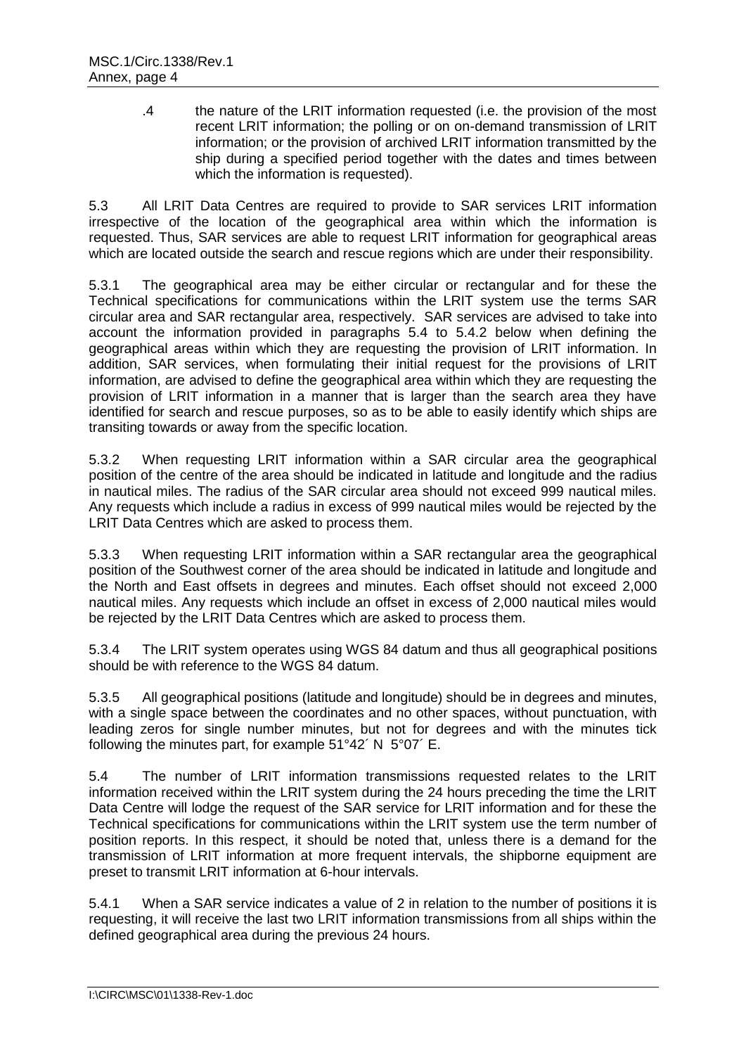.4 the nature of the LRIT information requested (i.e. the provision of the most recent LRIT information; the polling or on on-demand transmission of LRIT information; or the provision of archived LRIT information transmitted by the ship during a specified period together with the dates and times between which the information is requested).

5.3 All LRIT Data Centres are required to provide to SAR services LRIT information irrespective of the location of the geographical area within which the information is requested. Thus, SAR services are able to request LRIT information for geographical areas which are located outside the search and rescue regions which are under their responsibility.

5.3.1 The geographical area may be either circular or rectangular and for these the Technical specifications for communications within the LRIT system use the terms SAR circular area and SAR rectangular area, respectively. SAR services are advised to take into account the information provided in paragraphs 5.4 to 5.4.2 below when defining the geographical areas within which they are requesting the provision of LRIT information. In addition, SAR services, when formulating their initial request for the provisions of LRIT information, are advised to define the geographical area within which they are requesting the provision of LRIT information in a manner that is larger than the search area they have identified for search and rescue purposes, so as to be able to easily identify which ships are transiting towards or away from the specific location.

5.3.2 When requesting LRIT information within a SAR circular area the geographical position of the centre of the area should be indicated in latitude and longitude and the radius in nautical miles. The radius of the SAR circular area should not exceed 999 nautical miles. Any requests which include a radius in excess of 999 nautical miles would be rejected by the LRIT Data Centres which are asked to process them.

5.3.3 When requesting LRIT information within a SAR rectangular area the geographical position of the Southwest corner of the area should be indicated in latitude and longitude and the North and East offsets in degrees and minutes. Each offset should not exceed 2,000 nautical miles. Any requests which include an offset in excess of 2,000 nautical miles would be rejected by the LRIT Data Centres which are asked to process them.

5.3.4 The LRIT system operates using WGS 84 datum and thus all geographical positions should be with reference to the WGS 84 datum.

5.3.5 All geographical positions (latitude and longitude) should be in degrees and minutes, with a single space between the coordinates and no other spaces, without punctuation, with leading zeros for single number minutes, but not for degrees and with the minutes tick following the minutes part, for example 51°42´ N 5°07´ E.

5.4 The number of LRIT information transmissions requested relates to the LRIT information received within the LRIT system during the 24 hours preceding the time the LRIT Data Centre will lodge the request of the SAR service for LRIT information and for these the Technical specifications for communications within the LRIT system use the term number of position reports. In this respect, it should be noted that, unless there is a demand for the transmission of LRIT information at more frequent intervals, the shipborne equipment are preset to transmit LRIT information at 6-hour intervals.

5.4.1 When a SAR service indicates a value of 2 in relation to the number of positions it is requesting, it will receive the last two LRIT information transmissions from all ships within the defined geographical area during the previous 24 hours.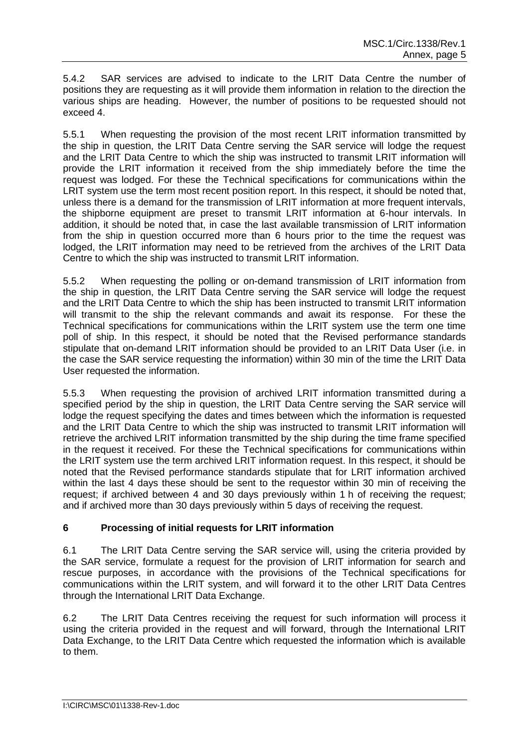5.4.2 SAR services are advised to indicate to the LRIT Data Centre the number of positions they are requesting as it will provide them information in relation to the direction the various ships are heading. However, the number of positions to be requested should not exceed 4.

5.5.1 When requesting the provision of the most recent LRIT information transmitted by the ship in question, the LRIT Data Centre serving the SAR service will lodge the request and the LRIT Data Centre to which the ship was instructed to transmit LRIT information will provide the LRIT information it received from the ship immediately before the time the request was lodged. For these the Technical specifications for communications within the LRIT system use the term most recent position report. In this respect, it should be noted that, unless there is a demand for the transmission of LRIT information at more frequent intervals, the shipborne equipment are preset to transmit LRIT information at 6-hour intervals. In addition, it should be noted that, in case the last available transmission of LRIT information from the ship in question occurred more than 6 hours prior to the time the request was lodged, the LRIT information may need to be retrieved from the archives of the LRIT Data Centre to which the ship was instructed to transmit LRIT information.

5.5.2 When requesting the polling or on-demand transmission of LRIT information from the ship in question, the LRIT Data Centre serving the SAR service will lodge the request and the LRIT Data Centre to which the ship has been instructed to transmit LRIT information will transmit to the ship the relevant commands and await its response. For these the Technical specifications for communications within the LRIT system use the term one time poll of ship. In this respect, it should be noted that the Revised performance standards stipulate that on-demand LRIT information should be provided to an LRIT Data User (i.e. in the case the SAR service requesting the information) within 30 min of the time the LRIT Data User requested the information.

5.5.3 When requesting the provision of archived LRIT information transmitted during a specified period by the ship in question, the LRIT Data Centre serving the SAR service will lodge the request specifying the dates and times between which the information is requested and the LRIT Data Centre to which the ship was instructed to transmit LRIT information will retrieve the archived LRIT information transmitted by the ship during the time frame specified in the request it received. For these the Technical specifications for communications within the LRIT system use the term archived LRIT information request. In this respect, it should be noted that the Revised performance standards stipulate that for LRIT information archived within the last 4 days these should be sent to the requestor within 30 min of receiving the request; if archived between 4 and 30 days previously within 1 h of receiving the request; and if archived more than 30 days previously within 5 days of receiving the request.

## 6 Processing of initial requests for LRIT information

6.1 The LRIT Data Centre serving the SAR service will, using the criteria provided by the SAR service, formulate a request for the provision of LRIT information for search and rescue purposes, in accordance with the provisions of the Technical specifications for communications within the LRIT system, and will forward it to the other LRIT Data Centres through the International LRIT Data Exchange.

6.2 The LRIT Data Centres receiving the request for such information will process it using the criteria provided in the request and will forward, through the International LRIT Data Exchange, to the LRIT Data Centre which requested the information which is available to them.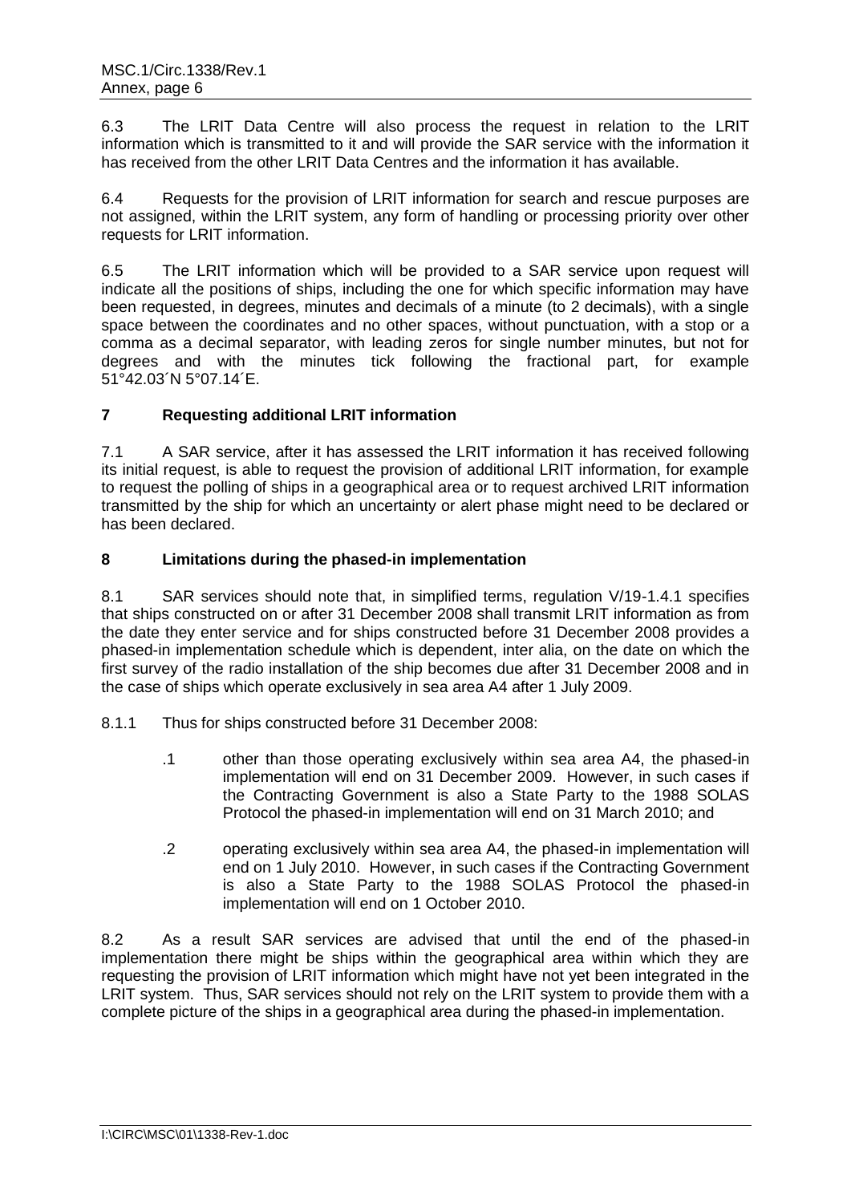6.3 The LRIT Data Centre will also process the request in relation to the LRIT information which is transmitted to it and will provide the SAR service with the information it has received from the other LRIT Data Centres and the information it has available.

6.4 Requests for the provision of LRIT information for search and rescue purposes are not assigned, within the LRIT system, any form of handling or processing priority over other requests for LRIT information.

6.5 The LRIT information which will be provided to a SAR service upon request will indicate all the positions of ships, including the one for which specific information may have been requested, in degrees, minutes and decimals of a minute (to 2 decimals), with a single space between the coordinates and no other spaces, without punctuation, with a stop or a comma as a decimal separator, with leading zeros for single number minutes, but not for degrees and with the minutes tick following the fractional part, for example 51°42.03´N 5°07.14´E.

## 7 Requesting additional LRIT information

7.1 A SAR service, after it has assessed the LRIT information it has received following its initial request, is able to request the provision of additional LRIT information, for example to request the polling of ships in a geographical area or to request archived LRIT information transmitted by the ship for which an uncertainty or alert phase might need to be declared or has been declared.

## 8 Limitations during the phased-in implementation

8.1 SAR services should note that, in simplified terms, regulation V/19-1.4.1 specifies that ships constructed on or after 31 December 2008 shall transmit LRIT information as from the date they enter service and for ships constructed before 31 December 2008 provides a phased-in implementation schedule which is dependent, inter alia, on the date on which the first survey of the radio installation of the ship becomes due after 31 December 2008 and in the case of ships which operate exclusively in sea area A4 after 1 July 2009.

8.1.1 Thus for ships constructed before 31 December 2008:

.1 other than those operating exclusively within sea area A4, the phased-in implementation will end on 31 December 2009. However, in such cases if the Contracting Government is also a State Party to the 1988 SOLAS Protocol the phased-in implementation will end on 31 March 2010; and

.2 operating exclusively within sea area A4, the phased-in implementation will end on 1 July 2010. However, in such cases if the Contracting Government is also a State Party to the 1988 SOLAS Protocol the phased-in implementation will end on 1 October 2010.

8.2 As a result SAR services are advised that until the end of the phased-in implementation there might be ships within the geographical area within which they are requesting the provision of LRIT information which might have not yet been integrated in the LRIT system. Thus, SAR services should not rely on the LRIT system to provide them with a complete picture of the ships in a geographical area during the phased-in implementation.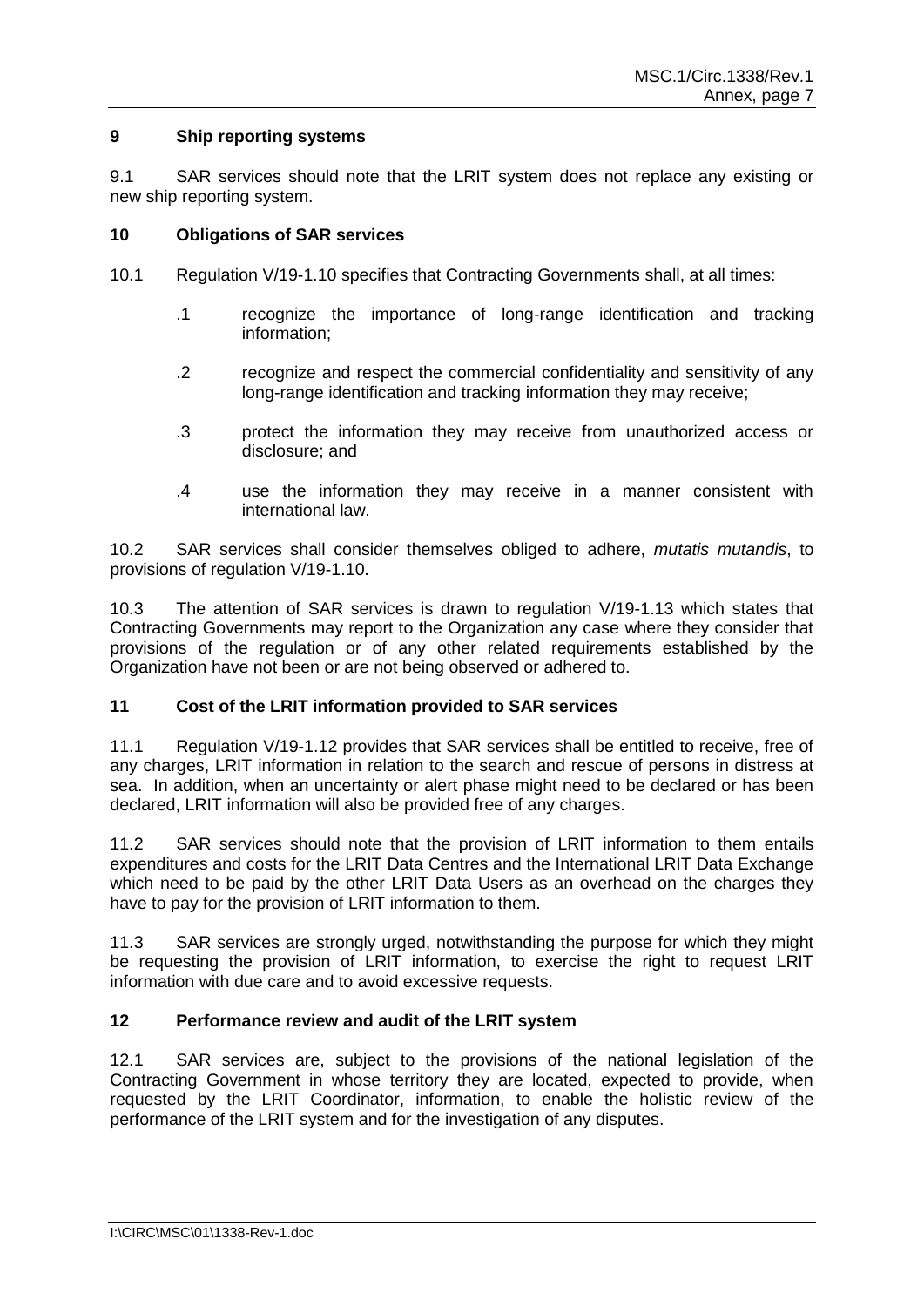## 9 Ship reporting systems

9.1 SAR services should note that the LRIT system does not replace any existing or new ship reporting system.

## 10 Obligations of SAR services

10.1 Regulation V/19-1.10 specifies that Contracting Governments shall, at all times:

.1 recognize the importance of long-range identification and tracking information;

.2 recognize and respect the commercial confidentiality and sensitivity of any long-range identification and tracking information they may receive;

.3 protect the information they may receive from unauthorized access or disclosure; and

.4 use the information they may receive in a manner consistent with international law.

10.2 SAR services shall consider themselves obliged to adhere, *mutatis mutandis*, to provisions of regulation V/19-1.10.

10.3 The attention of SAR services is drawn to regulation V/19-1.13 which states that Contracting Governments may report to the Organization any case where they consider that provisions of the regulation or of any other related requirements established by the Organization have not been or are not being observed or adhered to.

## 11 Cost of the LRIT information provided to SAR services

11.1 Regulation V/19-1.12 provides that SAR services shall be entitled to receive, free of any charges, LRIT information in relation to the search and rescue of persons in distress at sea. In addition, when an uncertainty or alert phase might need to be declared or has been declared, LRIT information will also be provided free of any charges.

11.2 SAR services should note that the provision of LRIT information to them entails expenditures and costs for the LRIT Data Centres and the International LRIT Data Exchange which need to be paid by the other LRIT Data Users as an overhead on the charges they have to pay for the provision of LRIT information to them.

11.3 SAR services are strongly urged, notwithstanding the purpose for which they might be requesting the provision of LRIT information, to exercise the right to request LRIT information with due care and to avoid excessive requests.

## 12 Performance review and audit of the LRIT system

12.1 SAR services are, subject to the provisions of the national legislation of the Contracting Government in whose territory they are located, expected to provide, when requested by the LRIT Coordinator, information, to enable the holistic review of the performance of the LRIT system and for the investigation of any disputes.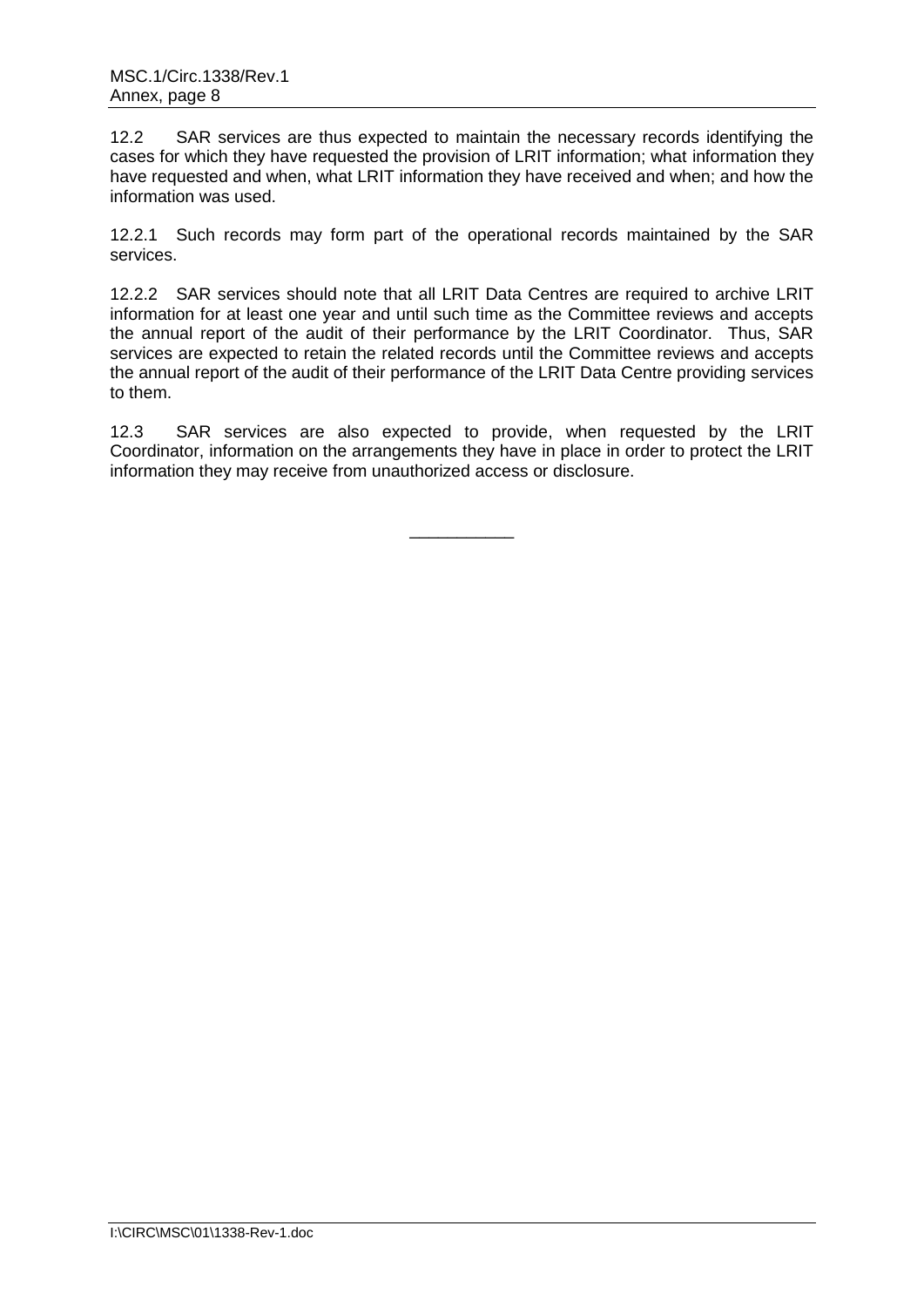12.2 SAR services are thus expected to maintain the necessary records identifying the cases for which they have requested the provision of LRIT information; what information they have requested and when, what LRIT information they have received and when; and how the information was used.

12.2.1 Such records may form part of the operational records maintained by the SAR services.

12.2.2 SAR services should note that all LRIT Data Centres are required to archive LRIT information for at least one year and until such time as the Committee reviews and accepts the annual report of the audit of their performance by the LRIT Coordinator. Thus, SAR services are expected to retain the related records until the Committee reviews and accepts the annual report of the audit of their performance of the LRIT Data Centre providing services to them.

12.3 SAR services are also expected to provide, when requested by the LRIT Coordinator, information on the arrangements they have in place in order to protect the LRIT information they may receive from unauthorized access or disclosure.

\_\_\_\_\_\_\_\_\_\_\_